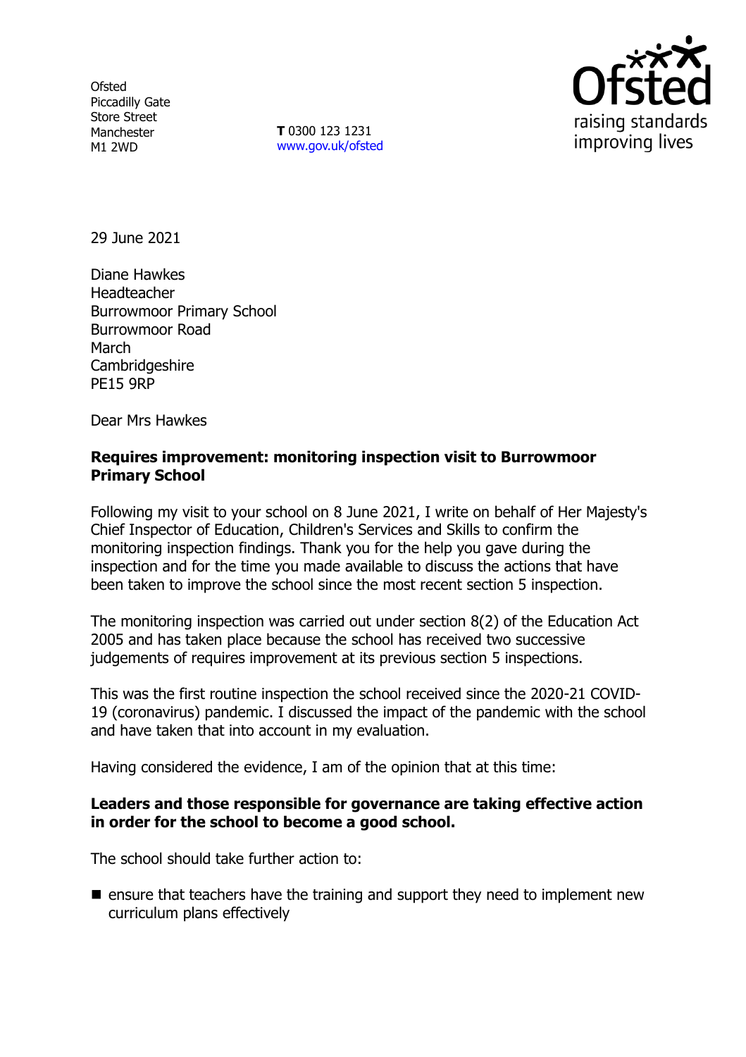Ofsted
Piccadilly Gate
Store Street
Manchester
M1 2WD

**T** 0300 123 1231
www.gov.uk/ofsted

29 June 2021

Diane Hawkes
Headteacher
Burrowmoor Primary School
Burrowmoor Road
March
Cambridgeshire
PE15 9RP

Dear Mrs Hawkes

**Requires improvement: monitoring inspection visit to Burrowmoor Primary School**

Following my visit to your school on 8 June 2021, I write on behalf of Her Majesty's Chief Inspector of Education, Children's Services and Skills to confirm the monitoring inspection findings. Thank you for the help you gave during the inspection and for the time you made available to discuss the actions that have been taken to improve the school since the most recent section 5 inspection.

The monitoring inspection was carried out under section 8(2) of the Education Act 2005 and has taken place because the school has received two successive judgements of requires improvement at its previous section 5 inspections.

This was the first routine inspection the school received since the 2020-21 COVID-19 (coronavirus) pandemic. I discussed the impact of the pandemic with the school and have taken that into account in my evaluation.

Having considered the evidence, I am of the opinion that at this time:

**Leaders and those responsible for governance are taking effective action in order for the school to become a good school.**

The school should take further action to:

- ensure that teachers have the training and support they need to implement new curriculum plans effectively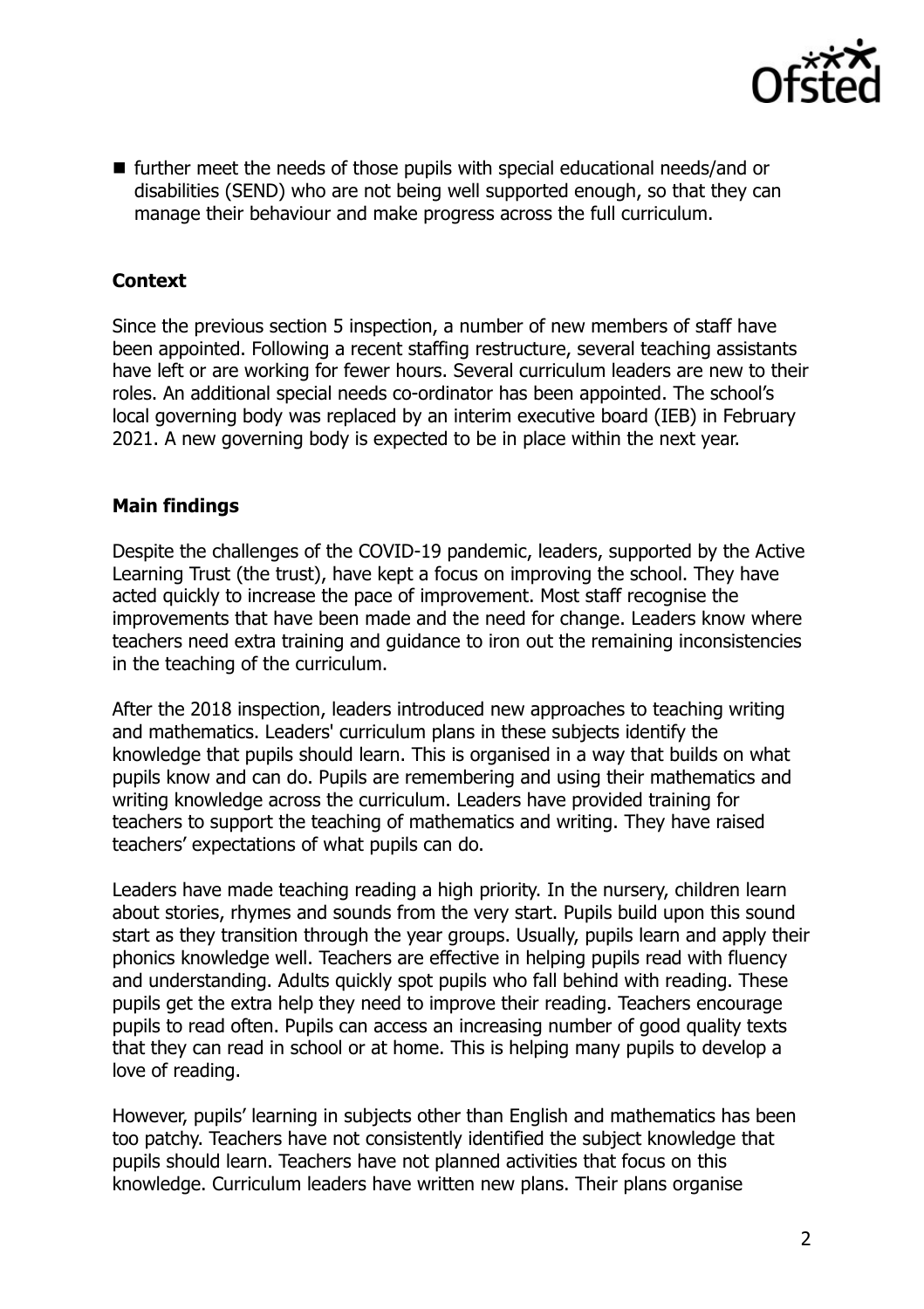- further meet the needs of those pupils with special educational needs/and or disabilities (SEND) who are not being well supported enough, so that they can manage their behaviour and make progress across the full curriculum.

### Context

Since the previous section 5 inspection, a number of new members of staff have been appointed. Following a recent staffing restructure, several teaching assistants have left or are working for fewer hours. Several curriculum leaders are new to their roles. An additional special needs co-ordinator has been appointed. The school's local governing body was replaced by an interim executive board (IEB) in February 2021. A new governing body is expected to be in place within the next year.

### Main findings

Despite the challenges of the COVID-19 pandemic, leaders, supported by the Active Learning Trust (the trust), have kept a focus on improving the school. They have acted quickly to increase the pace of improvement. Most staff recognise the improvements that have been made and the need for change. Leaders know where teachers need extra training and guidance to iron out the remaining inconsistencies in the teaching of the curriculum.

After the 2018 inspection, leaders introduced new approaches to teaching writing and mathematics. Leaders' curriculum plans in these subjects identify the knowledge that pupils should learn. This is organised in a way that builds on what pupils know and can do. Pupils are remembering and using their mathematics and writing knowledge across the curriculum. Leaders have provided training for teachers to support the teaching of mathematics and writing. They have raised teachers' expectations of what pupils can do.

Leaders have made teaching reading a high priority. In the nursery, children learn about stories, rhymes and sounds from the very start. Pupils build upon this sound start as they transition through the year groups. Usually, pupils learn and apply their phonics knowledge well. Teachers are effective in helping pupils read with fluency and understanding. Adults quickly spot pupils who fall behind with reading. These pupils get the extra help they need to improve their reading. Teachers encourage pupils to read often. Pupils can access an increasing number of good quality texts that they can read in school or at home. This is helping many pupils to develop a love of reading.

However, pupils' learning in subjects other than English and mathematics has been too patchy. Teachers have not consistently identified the subject knowledge that pupils should learn. Teachers have not planned activities that focus on this knowledge. Curriculum leaders have written new plans. Their plans organise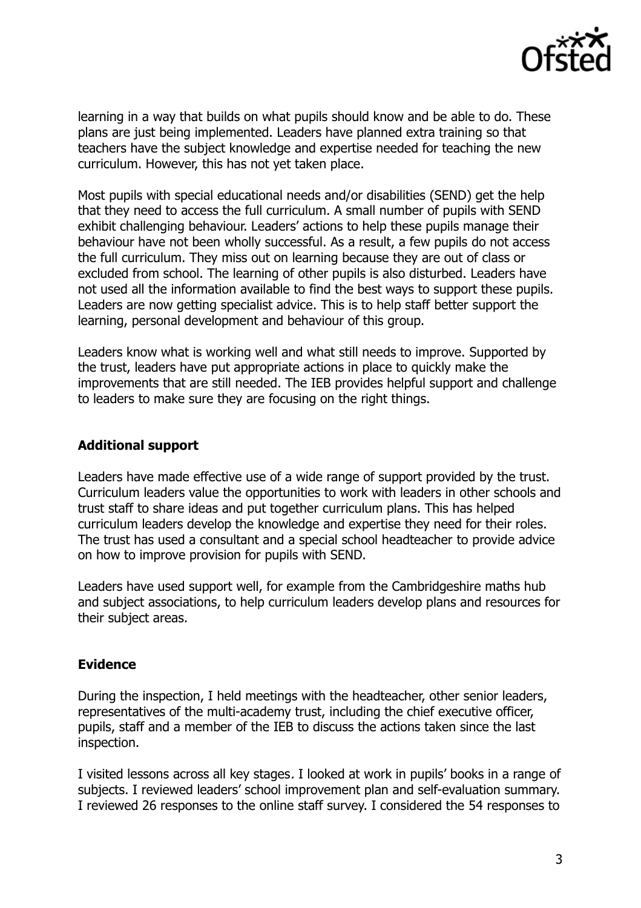learning in a way that builds on what pupils should know and be able to do. These plans are just being implemented. Leaders have planned extra training so that teachers have the subject knowledge and expertise needed for teaching the new curriculum. However, this has not yet taken place.

Most pupils with special educational needs and/or disabilities (SEND) get the help that they need to access the full curriculum. A small number of pupils with SEND exhibit challenging behaviour. Leaders' actions to help these pupils manage their behaviour have not been wholly successful. As a result, a few pupils do not access the full curriculum. They miss out on learning because they are out of class or excluded from school. The learning of other pupils is also disturbed. Leaders have not used all the information available to find the best ways to support these pupils. Leaders are now getting specialist advice. This is to help staff better support the learning, personal development and behaviour of this group.

Leaders know what is working well and what still needs to improve. Supported by the trust, leaders have put appropriate actions in place to quickly make the improvements that are still needed. The IEB provides helpful support and challenge to leaders to make sure they are focusing on the right things.

## Additional support

Leaders have made effective use of a wide range of support provided by the trust. Curriculum leaders value the opportunities to work with leaders in other schools and trust staff to share ideas and put together curriculum plans. This has helped curriculum leaders develop the knowledge and expertise they need for their roles. The trust has used a consultant and a special school headteacher to provide advice on how to improve provision for pupils with SEND.

Leaders have used support well, for example from the Cambridgeshire maths hub and subject associations, to help curriculum leaders develop plans and resources for their subject areas.

## Evidence

During the inspection, I held meetings with the headteacher, other senior leaders, representatives of the multi-academy trust, including the chief executive officer, pupils, staff and a member of the IEB to discuss the actions taken since the last inspection.

I visited lessons across all key stages. I looked at work in pupils' books in a range of subjects. I reviewed leaders' school improvement plan and self-evaluation summary. I reviewed 26 responses to the online staff survey. I considered the 54 responses to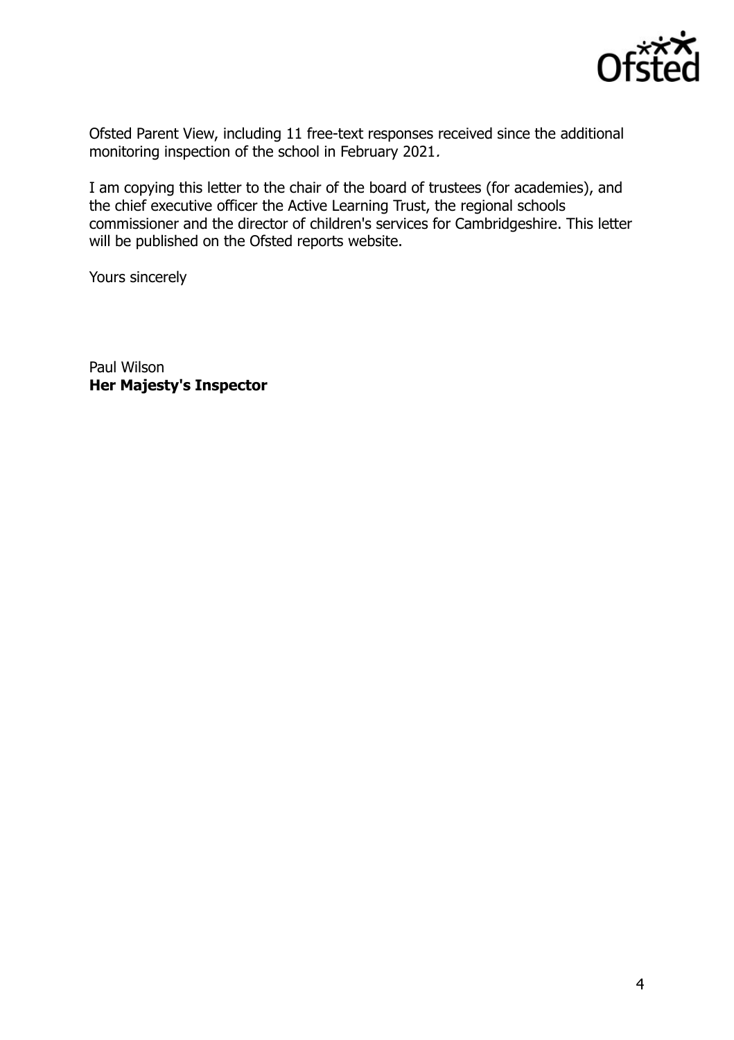Ofsted Parent View, including 11 free-text responses received since the additional monitoring inspection of the school in February 2021.

I am copying this letter to the chair of the board of trustees (for academies), and the chief executive officer the Active Learning Trust, the regional schools commissioner and the director of children's services for Cambridgeshire. This letter will be published on the Ofsted reports website.

Yours sincerely

Paul Wilson
**Her Majesty's Inspector**